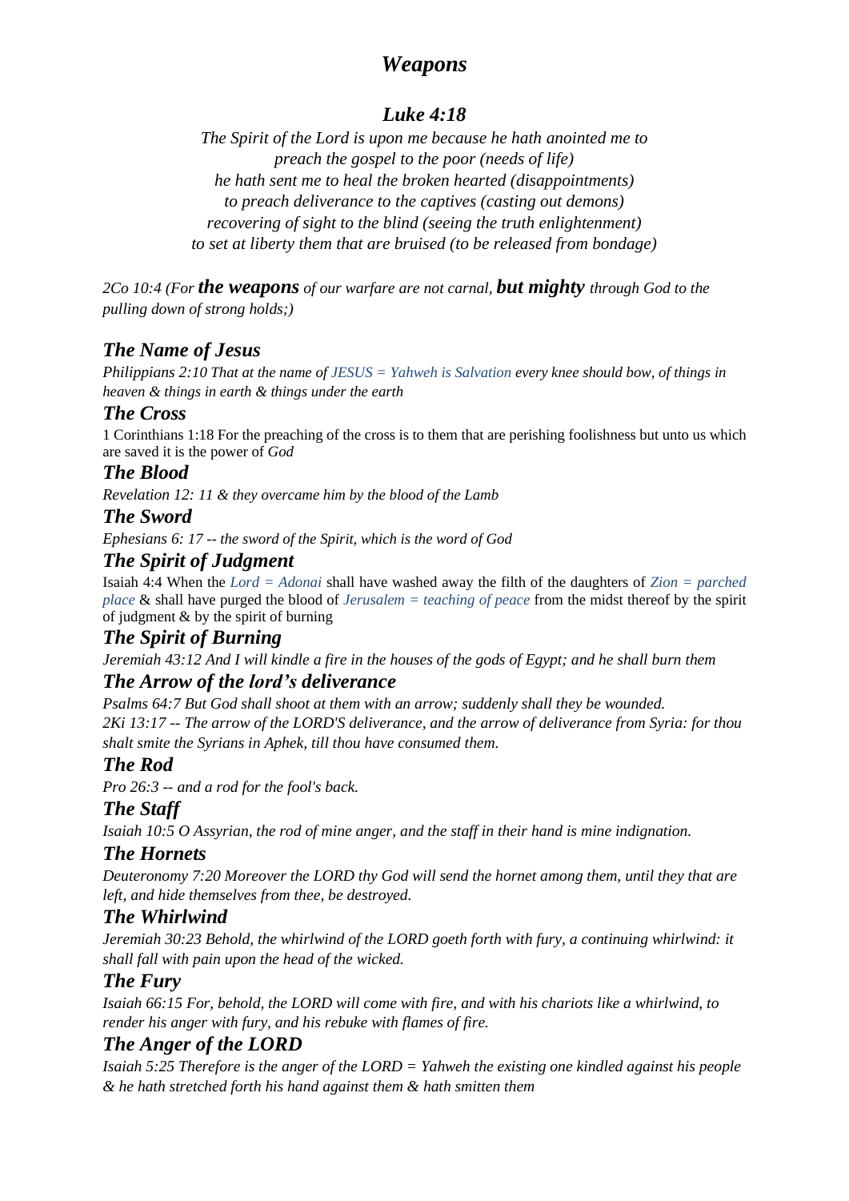# *Weapons*

## *Luke 4:18*

*The Spirit of the Lord is upon me because he hath anointed me to*
*preach the gospel to the poor (needs of life)*
*he hath sent me to heal the broken hearted (disappointments)*
*to preach deliverance to the captives (casting out demons)*
*recovering of sight to the blind (seeing the truth enlightenment)*
*to set at liberty them that are bruised (to be released from bondage)*

*2Co 10:4 (For* ***the weapons*** *of our warfare are not carnal,* ***but mighty*** *through God to the pulling down of strong holds;)*

### *The Name of Jesus*

*Philippians 2:10 That at the name of JESUS = Yahweh is Salvation every knee should bow, of things in heaven & things in earth & things under the earth*

### *The Cross*

1 Corinthians 1:18 For the preaching of the cross is to them that are perishing foolishness but unto us which are saved it is the power of *God*

### *The Blood*

*Revelation 12: 11 & they overcame him by the blood of the Lamb*

### *The Sword*

*Ephesians 6: 17 -- the sword of the Spirit, which is the word of God*

### *The Spirit of Judgment*

Isaiah 4:4 When the *Lord = Adonai* shall have washed away the filth of the daughters of *Zion = parched place* & shall have purged the blood of *Jerusalem = teaching of peace* from the midst thereof by the spirit of judgment & by the spirit of burning

### *The Spirit of Burning*

*Jeremiah 43:12 And I will kindle a fire in the houses of the gods of Egypt; and he shall burn them*

### *The Arrow of the lord's deliverance*

*Psalms 64:7 But God shall shoot at them with an arrow; suddenly shall they be wounded.*
*2Ki 13:17 -- The arrow of the LORD'S deliverance, and the arrow of deliverance from Syria: for thou shalt smite the Syrians in Aphek, till thou have consumed them.*

### *The Rod*

*Pro 26:3 -- and a rod for the fool's back.*

### *The Staff*

*Isaiah 10:5 O Assyrian, the rod of mine anger, and the staff in their hand is mine indignation.*

### *The Hornets*

*Deuteronomy 7:20 Moreover the LORD thy God will send the hornet among them, until they that are left, and hide themselves from thee, be destroyed.*

### *The Whirlwind*

*Jeremiah 30:23 Behold, the whirlwind of the LORD goeth forth with fury, a continuing whirlwind: it shall fall with pain upon the head of the wicked.*

### *The Fury*

*Isaiah 66:15 For, behold, the LORD will come with fire, and with his chariots like a whirlwind, to render his anger with fury, and his rebuke with flames of fire.*

### *The Anger of the LORD*

*Isaiah 5:25 Therefore is the anger of the LORD = Yahweh the existing one kindled against his people & he hath stretched forth his hand against them & hath smitten them*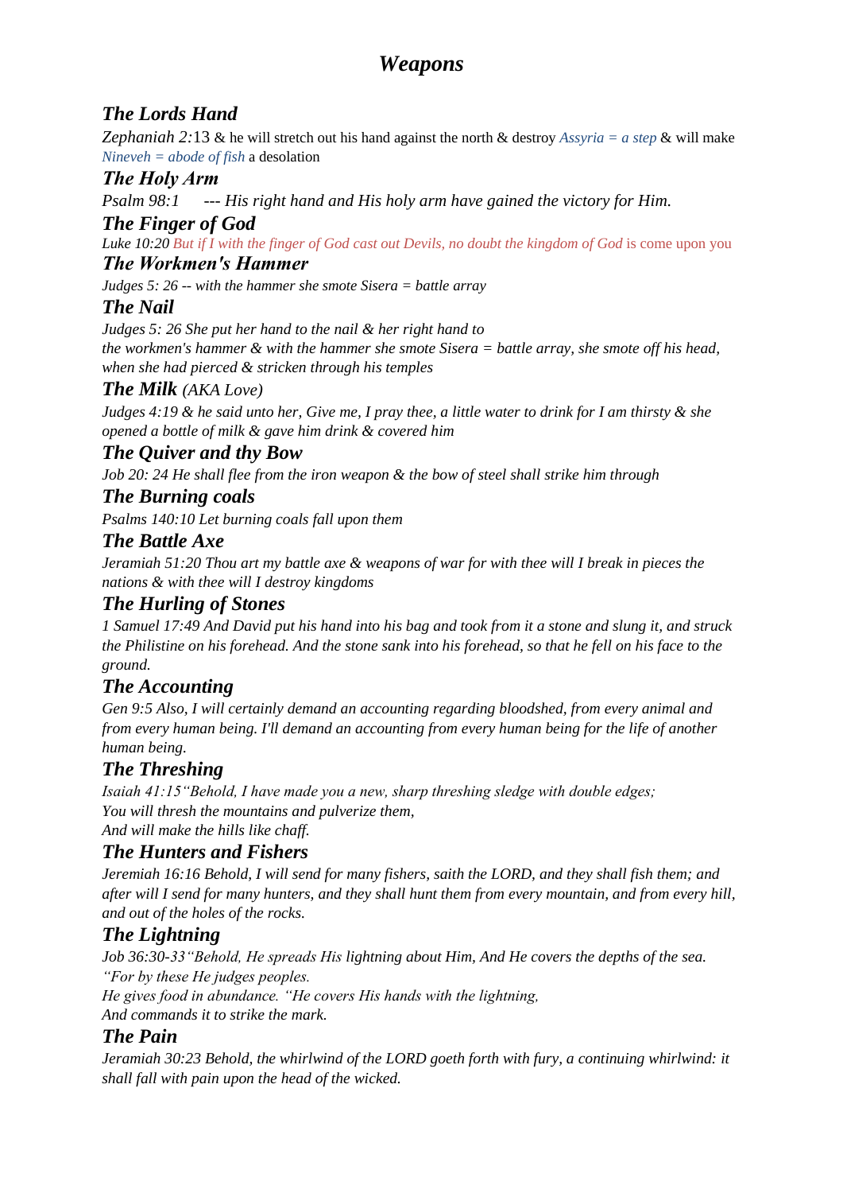# *Weapons*

## *The Lords Hand*

*Zephaniah 2:*13 & he will stretch out his hand against the north & destroy *Assyria = a step* & will make *Nineveh = abode of fish* a desolation

## *The Holy Arm*

*Psalm 98:1 --- His right hand and His holy arm have gained the victory for Him.*

## *The Finger of God*

*Luke 10:20* *But if I with the finger of God cast out Devils, no doubt the kingdom of God* is come upon you

## *The Workmen's Hammer*

*Judges 5: 26 -- with the hammer she smote Sisera = battle array*

## *The Nail*

*Judges 5: 26 She put her hand to the nail & her right hand to the workmen's hammer & with the hammer she smote Sisera = battle array, she smote off his head, when she had pierced & stricken through his temples*

## *The Milk* *(AKA Love)*

*Judges 4:19 & he said unto her, Give me, I pray thee, a little water to drink for I am thirsty & she opened a bottle of milk & gave him drink & covered him*

## *The Quiver and thy Bow*

*Job 20: 24 He shall flee from the iron weapon & the bow of steel shall strike him through*

## *The Burning coals*

*Psalms 140:10 Let burning coals fall upon them*

## *The Battle Axe*

*Jeramiah 51:20 Thou art my battle axe & weapons of war for with thee will I break in pieces the nations & with thee will I destroy kingdoms*

## *The Hurling of Stones*

*1 Samuel 17:49 And David put his hand into his bag and took from it a stone and slung it, and struck the Philistine on his forehead. And the stone sank into his forehead, so that he fell on his face to the ground.*

## *The Accounting*

*Gen 9:5 Also, I will certainly demand an accounting regarding bloodshed, from every animal and from every human being. I'll demand an accounting from every human being for the life of another human being.*

## *The Threshing*

*Isaiah 41:15"Behold, I have made you a new, sharp threshing sledge with double edges;*
*You will thresh the mountains and pulverize them,*
*And will make the hills like chaff.*

## *The Hunters and Fishers*

*Jeremiah 16:16 Behold, I will send for many fishers, saith the LORD, and they shall fish them; and after will I send for many hunters, and they shall hunt them from every mountain, and from every hill, and out of the holes of the rocks.*

## *The Lightning*

*Job 36:30-33"Behold, He spreads His lightning about Him, And He covers the depths of the sea.*
*"For by these He judges peoples.*
*He gives food in abundance. "He covers His hands with the lightning,*
*And commands it to strike the mark.*

## *The Pain*

*Jeramiah 30:23 Behold, the whirlwind of the LORD goeth forth with fury, a continuing whirlwind: it shall fall with pain upon the head of the wicked.*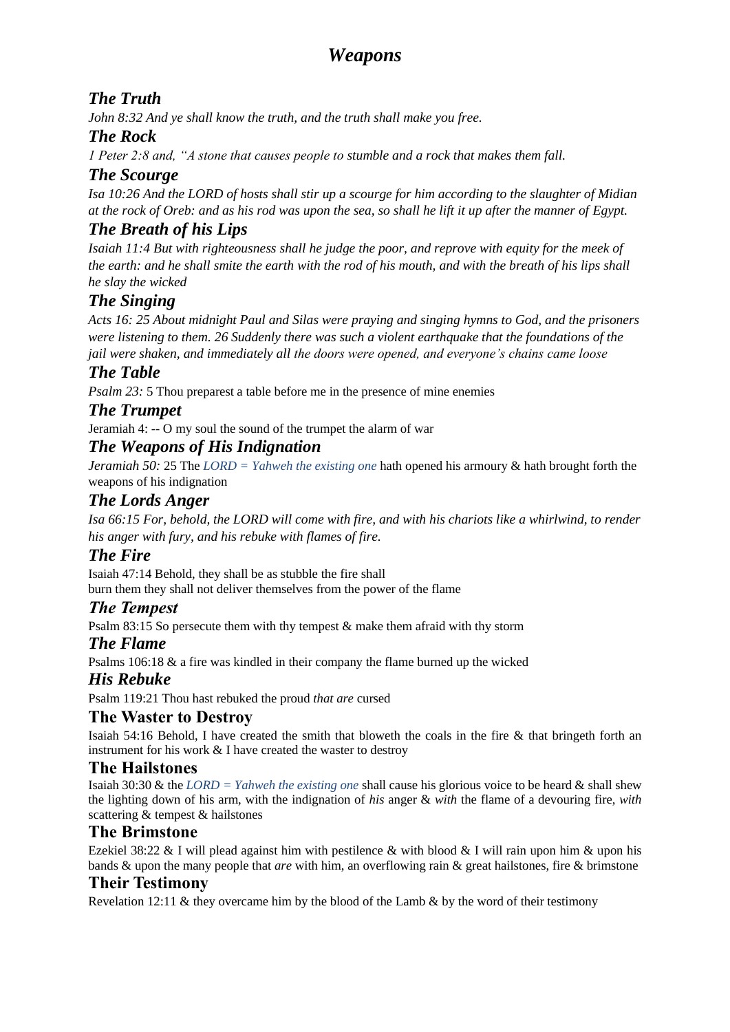// Weapons

### *The Truth*

*John 8:32 And ye shall know the truth, and the truth shall make you free.*

### *The Rock*

*1 Peter 2:8 and, "A stone that causes people to stumble and a rock that makes them fall.*

### *The Scourge*

*Isa 10:26 And the LORD of hosts shall stir up a scourge for him according to the slaughter of Midian at the rock of Oreb: and as his rod was upon the sea, so shall he lift it up after the manner of Egypt.*

### *The Breath of his Lips*

*Isaiah 11:4 But with righteousness shall he judge the poor, and reprove with equity for the meek of the earth: and he shall smite the earth with the rod of his mouth, and with the breath of his lips shall he slay the wicked*

### *The Singing*

*Acts 16: 25 About midnight Paul and Silas were praying and singing hymns to God, and the prisoners were listening to them. 26 Suddenly there was such a violent earthquake that the foundations of the jail were shaken, and immediately all the doors were opened, and everyone's chains came loose*

### *The Table*

*Psalm 23:* 5 Thou preparest a table before me in the presence of mine enemies

### *The Trumpet*

Jeramiah 4: -- O my soul the sound of the trumpet the alarm of war

### *The Weapons of His Indignation*

*Jeramiah 50:* 25 The *LORD = Yahweh the existing one* hath opened his armoury & hath brought forth the weapons of his indignation

### *The Lords Anger*

*Isa 66:15 For, behold, the LORD will come with fire, and with his chariots like a whirlwind, to render his anger with fury, and his rebuke with flames of fire.*

### *The Fire*

Isaiah 47:14 Behold, they shall be as stubble the fire shall
burn them they shall not deliver themselves from the power of the flame

### *The Tempest*

Psalm 83:15 So persecute them with thy tempest & make them afraid with thy storm

### *The Flame*

Psalms 106:18 & a fire was kindled in their company the flame burned up the wicked

### *His Rebuke*

Psalm 119:21 Thou hast rebuked the proud *that are* cursed

### The Waster to Destroy

Isaiah 54:16 Behold, I have created the smith that bloweth the coals in the fire & that bringeth forth an instrument for his work & I have created the waster to destroy

### The Hailstones

Isaiah 30:30 & the *LORD = Yahweh the existing one* shall cause his glorious voice to be heard & shall shew the lighting down of his arm, with the indignation of *his* anger & *with* the flame of a devouring fire, *with* scattering & tempest & hailstones

### The Brimstone

Ezekiel 38:22 & I will plead against him with pestilence & with blood & I will rain upon him & upon his bands & upon the many people that *are* with him, an overflowing rain & great hailstones, fire & brimstone

### Their Testimony

Revelation 12:11 & they overcame him by the blood of the Lamb & by the word of their testimony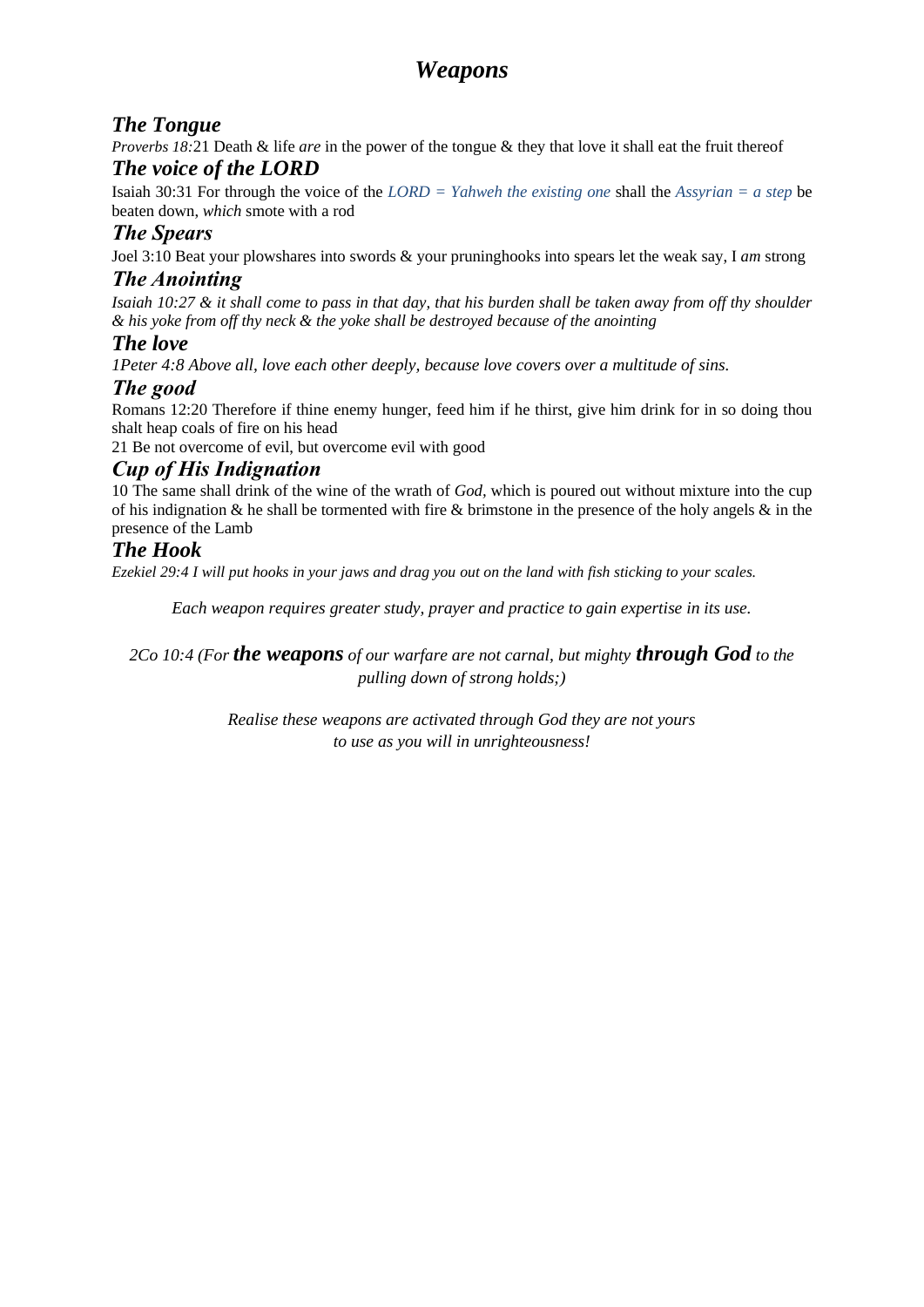# *Weapons*

## *The Tongue*

*Proverbs 18:*21 Death & life *are* in the power of the tongue & they that love it shall eat the fruit thereof

## *The voice of the LORD*

Isaiah 30:31 For through the voice of the *LORD = Yahweh the existing one* shall the *Assyrian = a step* be beaten down, *which* smote with a rod

## *The Spears*

Joel 3:10 Beat your plowshares into swords & your pruninghooks into spears let the weak say, I *am* strong

## *The Anointing*

*Isaiah 10:27 & it shall come to pass in that day, that his burden shall be taken away from off thy shoulder & his yoke from off thy neck & the yoke shall be destroyed because of the anointing*

## *The love*

*1Peter 4:8 Above all, love each other deeply, because love covers over a multitude of sins.*

## *The good*

Romans 12:20 Therefore if thine enemy hunger, feed him if he thirst, give him drink for in so doing thou shalt heap coals of fire on his head

21 Be not overcome of evil, but overcome evil with good

## *Cup of His Indignation*

10 The same shall drink of the wine of the wrath of *God,* which is poured out without mixture into the cup of his indignation & he shall be tormented with fire & brimstone in the presence of the holy angels & in the presence of the Lamb

## *The Hook*

*Ezekiel 29:4 I will put hooks in your jaws and drag you out on the land with fish sticking to your scales.*

*Each weapon requires greater study, prayer and practice to gain expertise in its use.*

*2Co 10:4 (For* ***the weapons*** *of our warfare are not carnal, but mighty* ***through God*** *to the pulling down of strong holds;)*

*Realise these weapons are activated through God they are not yours to use as you will in unrighteousness!*